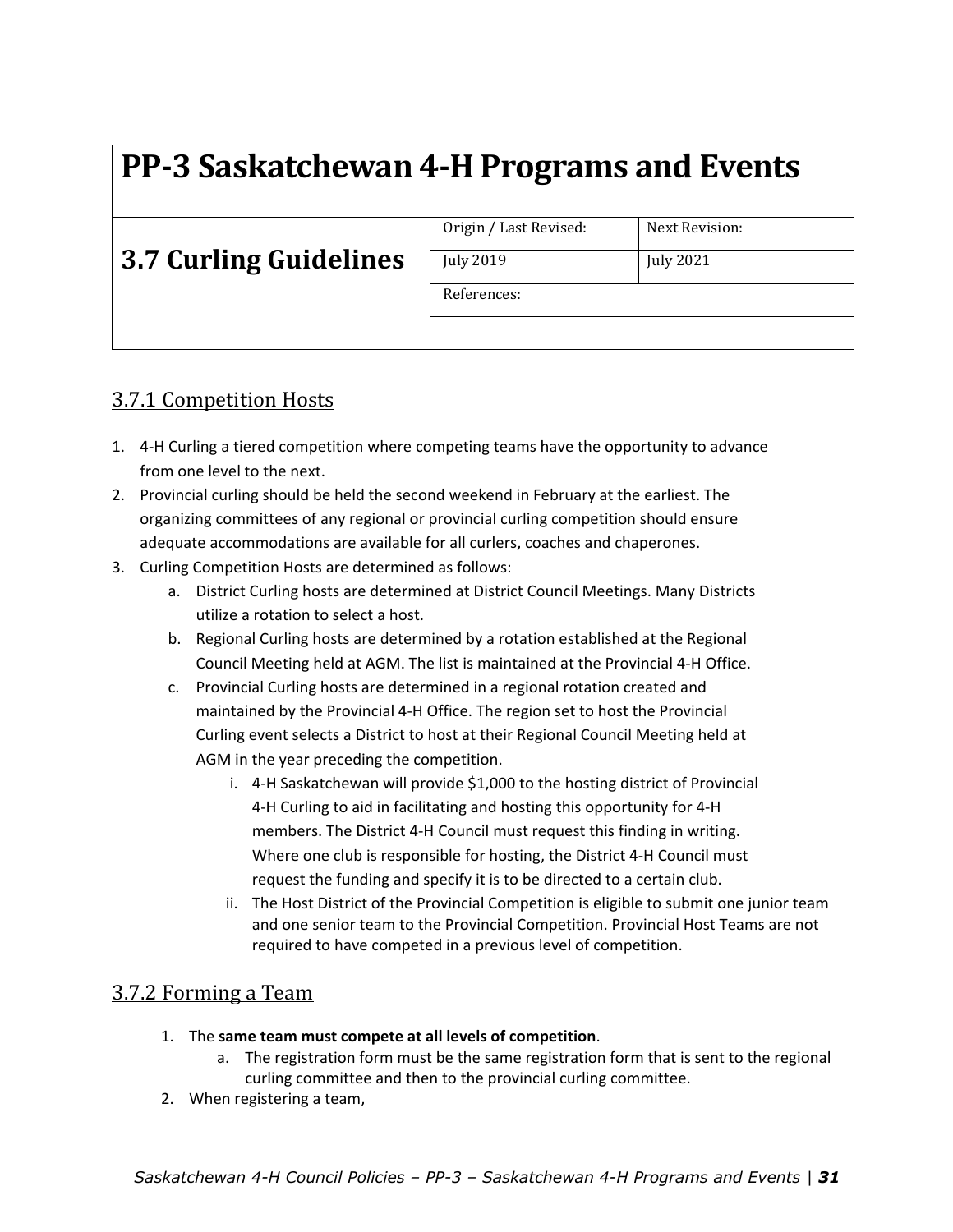# PP-3 Saskatchewan 4-H Programs and Events

| 3.7 Curling Guidelines | Origin / Last Revised: | Next Revision: |
|---|---|---|
| | July 2019 | July 2021 |
| | References: | |
| | | |

## 3.7.1 Competition Hosts

1. 4-H Curling a tiered competition where competing teams have the opportunity to advance from one level to the next.
2. Provincial curling should be held the second weekend in February at the earliest. The organizing committees of any regional or provincial curling competition should ensure adequate accommodations are available for all curlers, coaches and chaperones.
3. Curling Competition Hosts are determined as follows:
   a. District Curling hosts are determined at District Council Meetings. Many Districts utilize a rotation to select a host.
   b. Regional Curling hosts are determined by a rotation established at the Regional Council Meeting held at AGM. The list is maintained at the Provincial 4-H Office.
   c. Provincial Curling hosts are determined in a regional rotation created and maintained by the Provincial 4-H Office. The region set to host the Provincial Curling event selects a District to host at their Regional Council Meeting held at AGM in the year preceding the competition.
      i. 4-H Saskatchewan will provide $1,000 to the hosting district of Provincial 4-H Curling to aid in facilitating and hosting this opportunity for 4-H members. The District 4-H Council must request this finding in writing. Where one club is responsible for hosting, the District 4-H Council must request the funding and specify it is to be directed to a certain club.
      ii. The Host District of the Provincial Competition is eligible to submit one junior team and one senior team to the Provincial Competition. Provincial Host Teams are not required to have competed in a previous level of competition.

## 3.7.2 Forming a Team

1. The **same team must compete at all levels of competition**.
   a. The registration form must be the same registration form that is sent to the regional curling committee and then to the provincial curling committee.
2. When registering a team,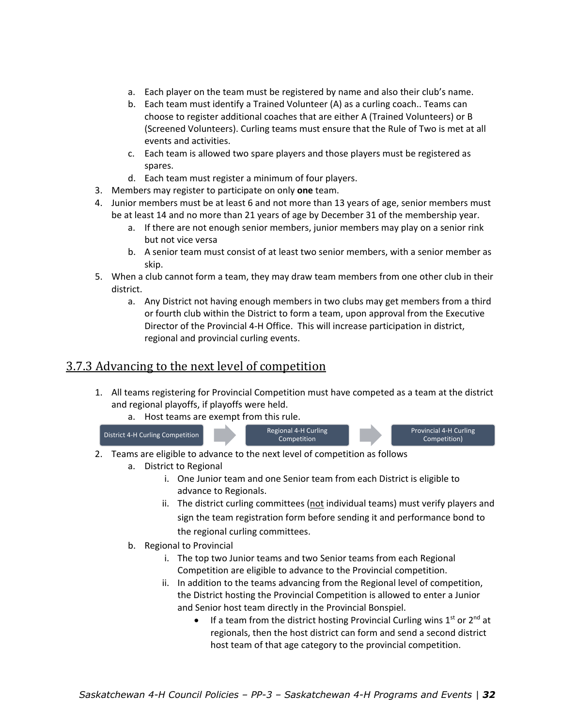a. Each player on the team must be registered by name and also their club's name.
   b. Each team must identify a Trained Volunteer (A) as a curling coach.. Teams can choose to register additional coaches that are either A (Trained Volunteers) or B (Screened Volunteers). Curling teams must ensure that the Rule of Two is met at all events and activities.
   c. Each team is allowed two spare players and those players must be registered as spares.
   d. Each team must register a minimum of four players.
3. Members may register to participate on only **one** team.
4. Junior members must be at least 6 and not more than 13 years of age, senior members must be at least 14 and no more than 21 years of age by December 31 of the membership year.
   a. If there are not enough senior members, junior members may play on a senior rink but not vice versa
   b. A senior team must consist of at least two senior members, with a senior member as skip.
5. When a club cannot form a team, they may draw team members from one other club in their district.
   a. Any District not having enough members in two clubs may get members from a third or fourth club within the District to form a team, upon approval from the Executive Director of the Provincial 4-H Office. This will increase participation in district, regional and provincial curling events.

## 3.7.3 Advancing to the next level of competition

1. All teams registering for Provincial Competition must have competed as a team at the district and regional playoffs, if playoffs were held.
   a. Host teams are exempt from this rule.

District 4-H Curling Competition → Regional 4-H Curling Competition → Provincial 4-H Curling Competition)

2. Teams are eligible to advance to the next level of competition as follows
   a. District to Regional
      i. One Junior team and one Senior team from each District is eligible to advance to Regionals.
      ii. The district curling committees (not individual teams) must verify players and sign the team registration form before sending it and performance bond to the regional curling committees.
   b. Regional to Provincial
      i. The top two Junior teams and two Senior teams from each Regional Competition are eligible to advance to the Provincial competition.
      ii. In addition to the teams advancing from the Regional level of competition, the District hosting the Provincial Competition is allowed to enter a Junior and Senior host team directly in the Provincial Bonspiel.
         - If a team from the district hosting Provincial Curling wins 1st or 2nd at regionals, then the host district can form and send a second district host team of that age category to the provincial competition.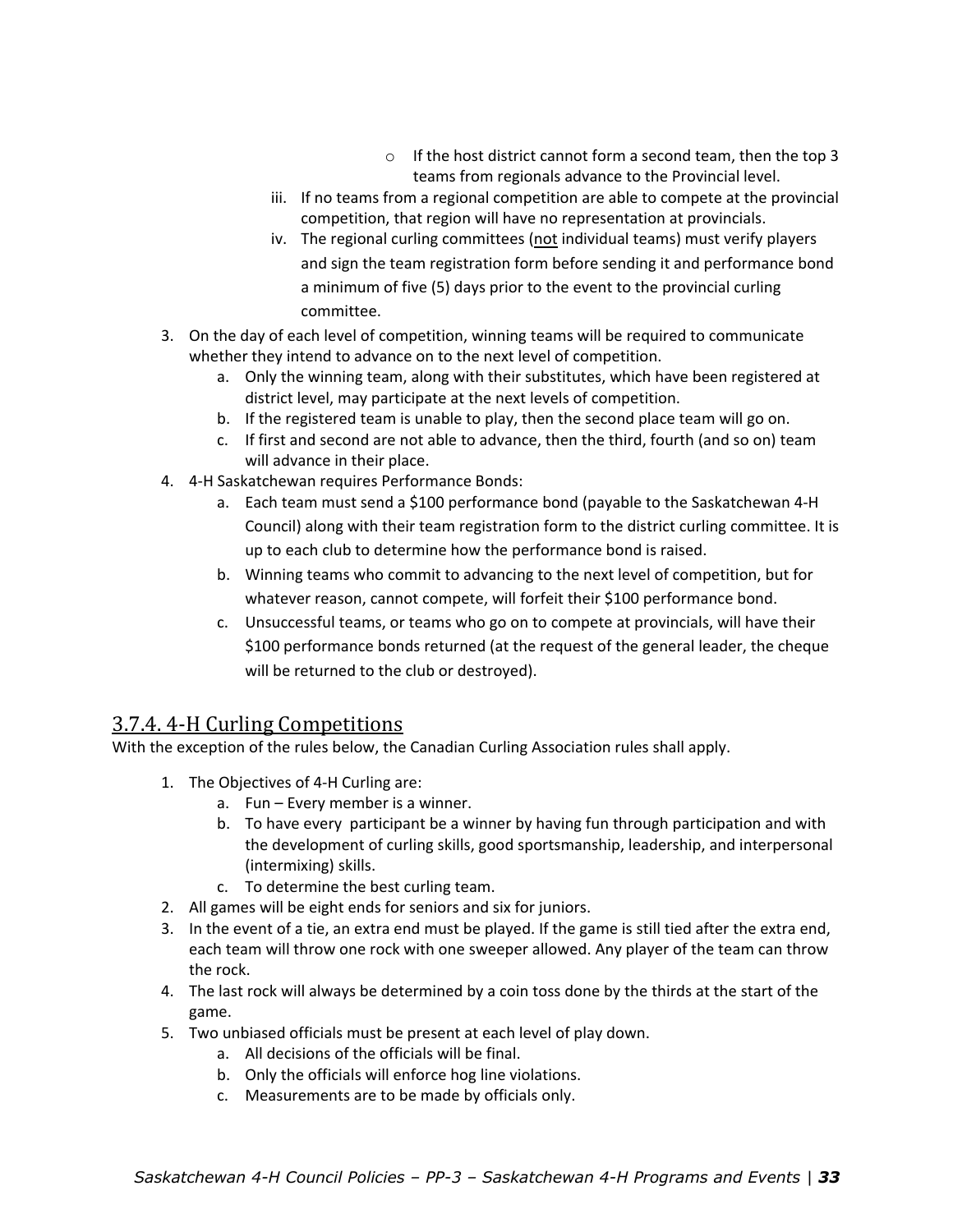- If the host district cannot form a second team, then the top 3 teams from regionals advance to the Provincial level.

iii. If no teams from a regional competition are able to compete at the provincial competition, that region will have no representation at provincials.

iv. The regional curling committees (not individual teams) must verify players and sign the team registration form before sending it and performance bond a minimum of five (5) days prior to the event to the provincial curling committee.

3. On the day of each level of competition, winning teams will be required to communicate whether they intend to advance on to the next level of competition.
   a. Only the winning team, along with their substitutes, which have been registered at district level, may participate at the next levels of competition.
   b. If the registered team is unable to play, then the second place team will go on.
   c. If first and second are not able to advance, then the third, fourth (and so on) team will advance in their place.
4. 4-H Saskatchewan requires Performance Bonds:
   a. Each team must send a $100 performance bond (payable to the Saskatchewan 4-H Council) along with their team registration form to the district curling committee. It is up to each club to determine how the performance bond is raised.
   b. Winning teams who commit to advancing to the next level of competition, but for whatever reason, cannot compete, will forfeit their $100 performance bond.
   c. Unsuccessful teams, or teams who go on to compete at provincials, will have their $100 performance bonds returned (at the request of the general leader, the cheque will be returned to the club or destroyed).

## 3.7.4. 4-H Curling Competitions

With the exception of the rules below, the Canadian Curling Association rules shall apply.

1. The Objectives of 4-H Curling are:
   a. Fun – Every member is a winner.
   b. To have every participant be a winner by having fun through participation and with the development of curling skills, good sportsmanship, leadership, and interpersonal (intermixing) skills.
   c. To determine the best curling team.
2. All games will be eight ends for seniors and six for juniors.
3. In the event of a tie, an extra end must be played. If the game is still tied after the extra end, each team will throw one rock with one sweeper allowed. Any player of the team can throw the rock.
4. The last rock will always be determined by a coin toss done by the thirds at the start of the game.
5. Two unbiased officials must be present at each level of play down.
   a. All decisions of the officials will be final.
   b. Only the officials will enforce hog line violations.
   c. Measurements are to be made by officials only.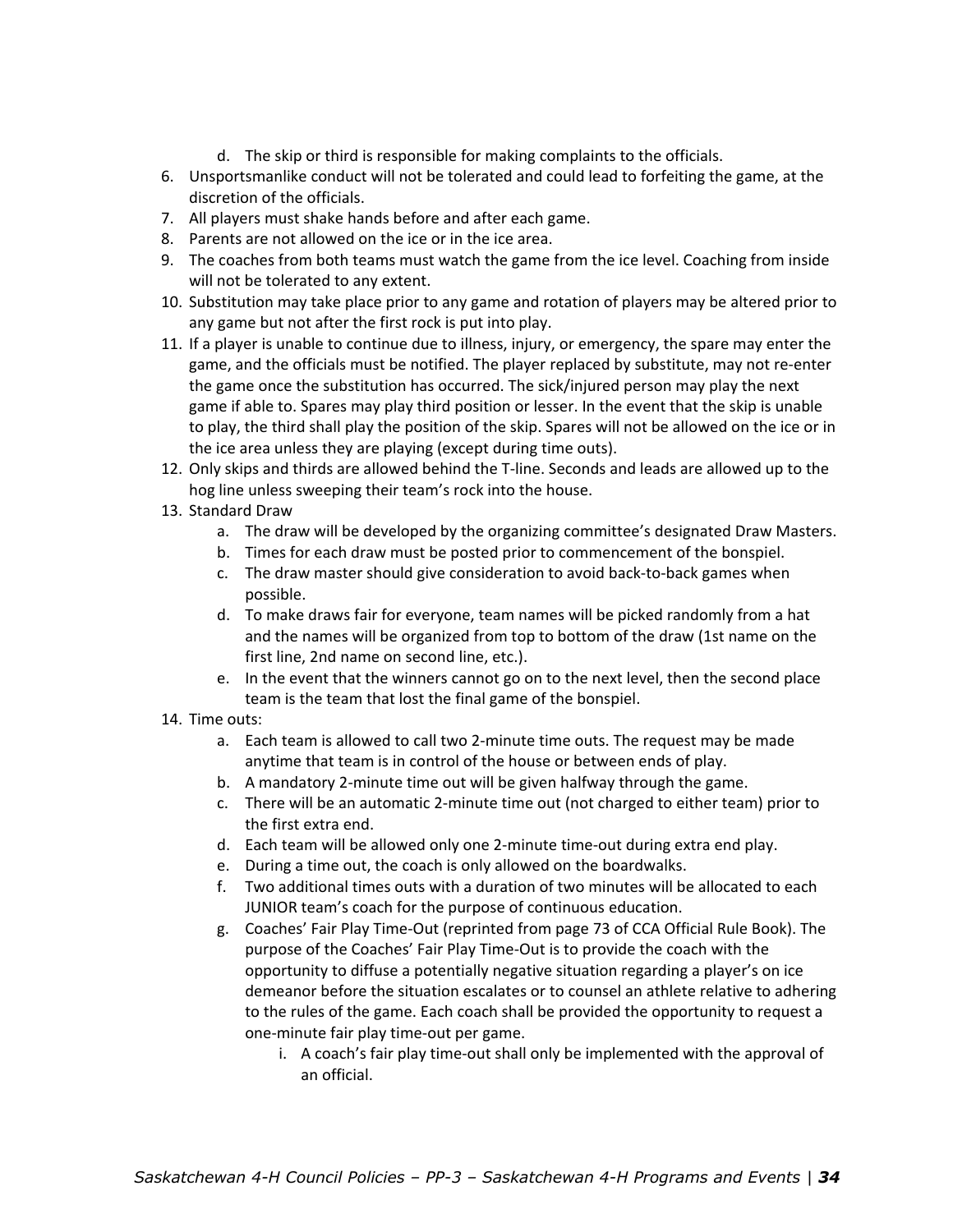d. The skip or third is responsible for making complaints to the officials.
6. Unsportsmanlike conduct will not be tolerated and could lead to forfeiting the game, at the discretion of the officials.
7. All players must shake hands before and after each game.
8. Parents are not allowed on the ice or in the ice area.
9. The coaches from both teams must watch the game from the ice level. Coaching from inside will not be tolerated to any extent.
10. Substitution may take place prior to any game and rotation of players may be altered prior to any game but not after the first rock is put into play.
11. If a player is unable to continue due to illness, injury, or emergency, the spare may enter the game, and the officials must be notified. The player replaced by substitute, may not re-enter the game once the substitution has occurred. The sick/injured person may play the next game if able to. Spares may play third position or lesser. In the event that the skip is unable to play, the third shall play the position of the skip. Spares will not be allowed on the ice or in the ice area unless they are playing (except during time outs).
12. Only skips and thirds are allowed behind the T-line. Seconds and leads are allowed up to the hog line unless sweeping their team's rock into the house.
13. Standard Draw
    a. The draw will be developed by the organizing committee's designated Draw Masters.
    b. Times for each draw must be posted prior to commencement of the bonspiel.
    c. The draw master should give consideration to avoid back-to-back games when possible.
    d. To make draws fair for everyone, team names will be picked randomly from a hat and the names will be organized from top to bottom of the draw (1st name on the first line, 2nd name on second line, etc.).
    e. In the event that the winners cannot go on to the next level, then the second place team is the team that lost the final game of the bonspiel.
14. Time outs:
    a. Each team is allowed to call two 2-minute time outs. The request may be made anytime that team is in control of the house or between ends of play.
    b. A mandatory 2-minute time out will be given halfway through the game.
    c. There will be an automatic 2-minute time out (not charged to either team) prior to the first extra end.
    d. Each team will be allowed only one 2-minute time-out during extra end play.
    e. During a time out, the coach is only allowed on the boardwalks.
    f. Two additional times outs with a duration of two minutes will be allocated to each JUNIOR team's coach for the purpose of continuous education.
    g. Coaches' Fair Play Time-Out (reprinted from page 73 of CCA Official Rule Book). The purpose of the Coaches' Fair Play Time-Out is to provide the coach with the opportunity to diffuse a potentially negative situation regarding a player's on ice demeanor before the situation escalates or to counsel an athlete relative to adhering to the rules of the game. Each coach shall be provided the opportunity to request a one-minute fair play time-out per game.
        i. A coach's fair play time-out shall only be implemented with the approval of an official.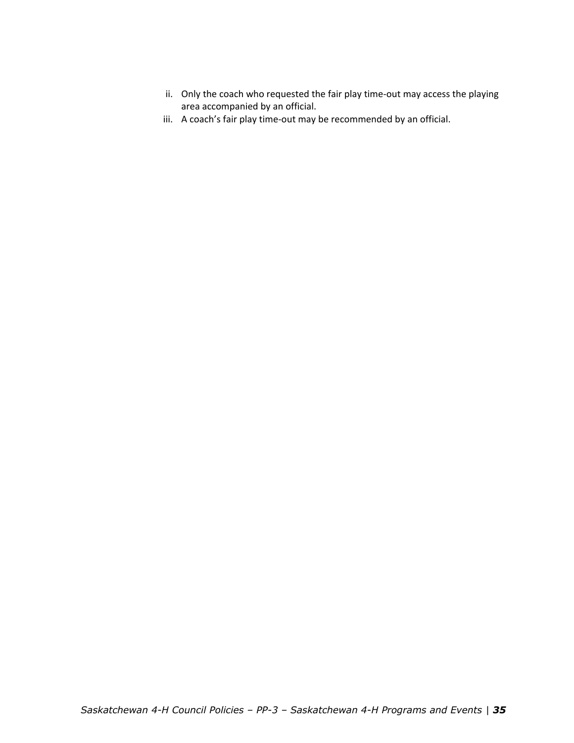ii. Only the coach who requested the fair play time-out may access the playing area accompanied by an official.
iii. A coach's fair play time-out may be recommended by an official.